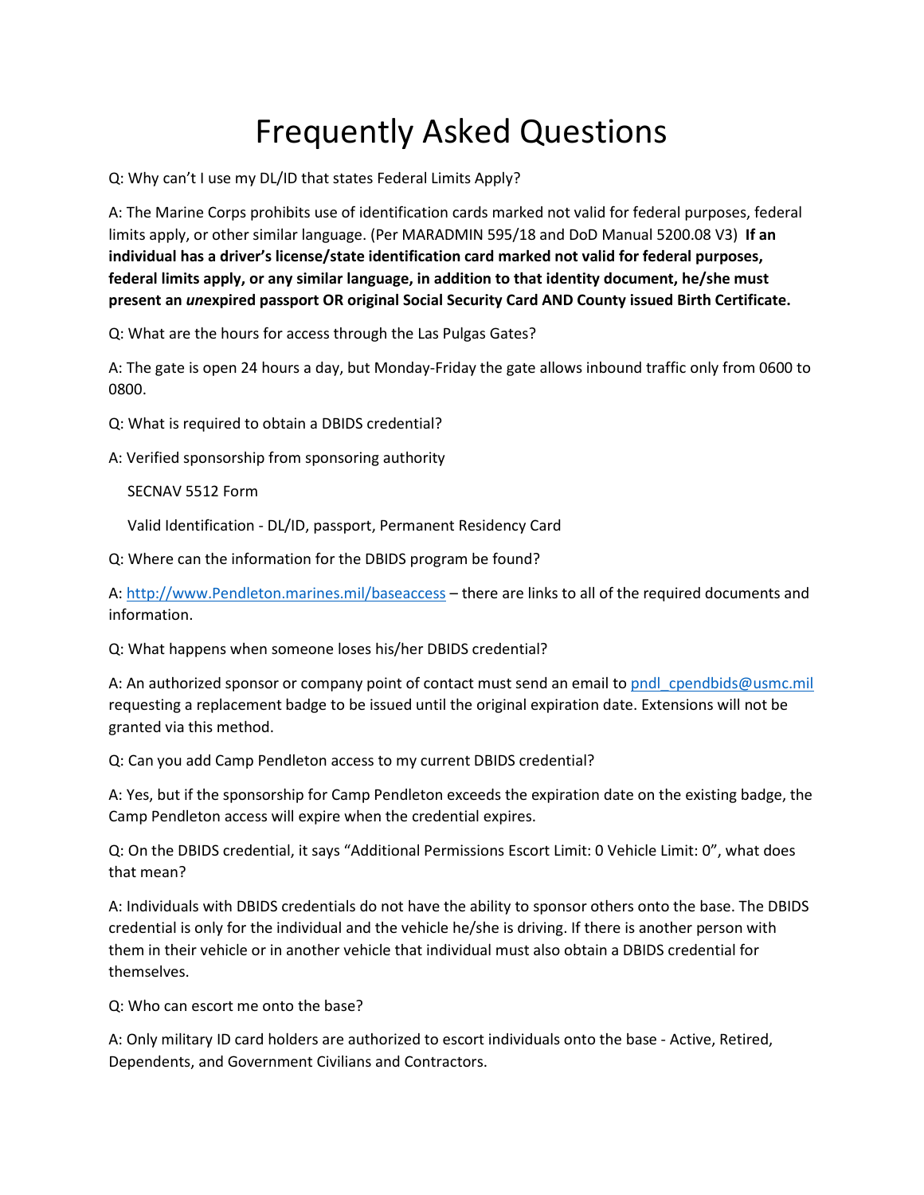# Frequently Asked Questions

Q: Why can't I use my DL/ID that states Federal Limits Apply?

A: The Marine Corps prohibits use of identification cards marked not valid for federal purposes, federal limits apply, or other similar language. (Per MARADMIN 595/18 and DoD Manual 5200.08 V3) **If an individual has a driver's license/state identification card marked not valid for federal purposes, federal limits apply, or any similar language, in addition to that identity document, he/she must present an *un*expired passport OR original Social Security Card AND County issued Birth Certificate.**

Q: What are the hours for access through the Las Pulgas Gates?

A: The gate is open 24 hours a day, but Monday-Friday the gate allows inbound traffic only from 0600 to 0800.

Q: What is required to obtain a DBIDS credential?

A: Verified sponsorship from sponsoring authority

SECNAV 5512 Form

Valid Identification - DL/ID, passport, Permanent Residency Card

Q: Where can the information for the DBIDS program be found?

A: http://www.Pendleton.marines.mil/baseaccess – there are links to all of the required documents and information.

Q: What happens when someone loses his/her DBIDS credential?

A: An authorized sponsor or company point of contact must send an email to pndl_cpendbids@usmc.mil requesting a replacement badge to be issued until the original expiration date. Extensions will not be granted via this method.

Q: Can you add Camp Pendleton access to my current DBIDS credential?

A: Yes, but if the sponsorship for Camp Pendleton exceeds the expiration date on the existing badge, the Camp Pendleton access will expire when the credential expires.

Q: On the DBIDS credential, it says "Additional Permissions Escort Limit: 0 Vehicle Limit: 0", what does that mean?

A: Individuals with DBIDS credentials do not have the ability to sponsor others onto the base. The DBIDS credential is only for the individual and the vehicle he/she is driving. If there is another person with them in their vehicle or in another vehicle that individual must also obtain a DBIDS credential for themselves.

Q: Who can escort me onto the base?

A: Only military ID card holders are authorized to escort individuals onto the base - Active, Retired, Dependents, and Government Civilians and Contractors.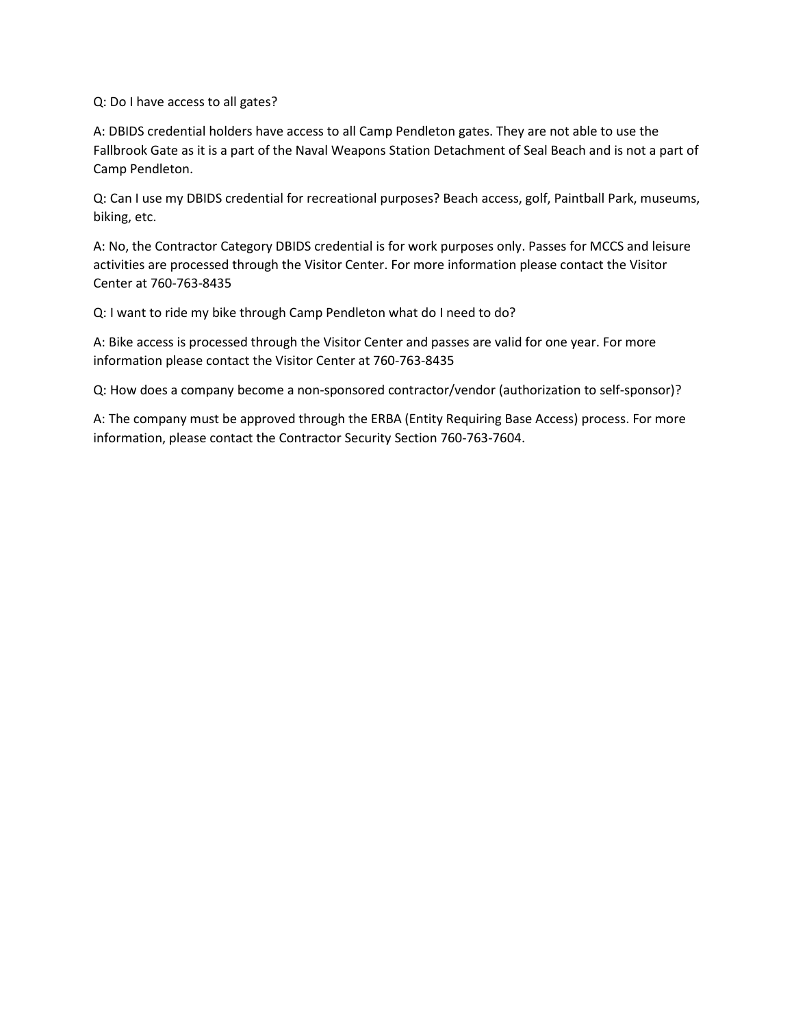Q: Do I have access to all gates?

A: DBIDS credential holders have access to all Camp Pendleton gates. They are not able to use the Fallbrook Gate as it is a part of the Naval Weapons Station Detachment of Seal Beach and is not a part of Camp Pendleton.

Q: Can I use my DBIDS credential for recreational purposes? Beach access, golf, Paintball Park, museums, biking, etc.

A: No, the Contractor Category DBIDS credential is for work purposes only. Passes for MCCS and leisure activities are processed through the Visitor Center. For more information please contact the Visitor Center at 760-763-8435

Q: I want to ride my bike through Camp Pendleton what do I need to do?

A: Bike access is processed through the Visitor Center and passes are valid for one year. For more information please contact the Visitor Center at 760-763-8435

Q: How does a company become a non-sponsored contractor/vendor (authorization to self-sponsor)?

A: The company must be approved through the ERBA (Entity Requiring Base Access) process. For more information, please contact the Contractor Security Section 760-763-7604.